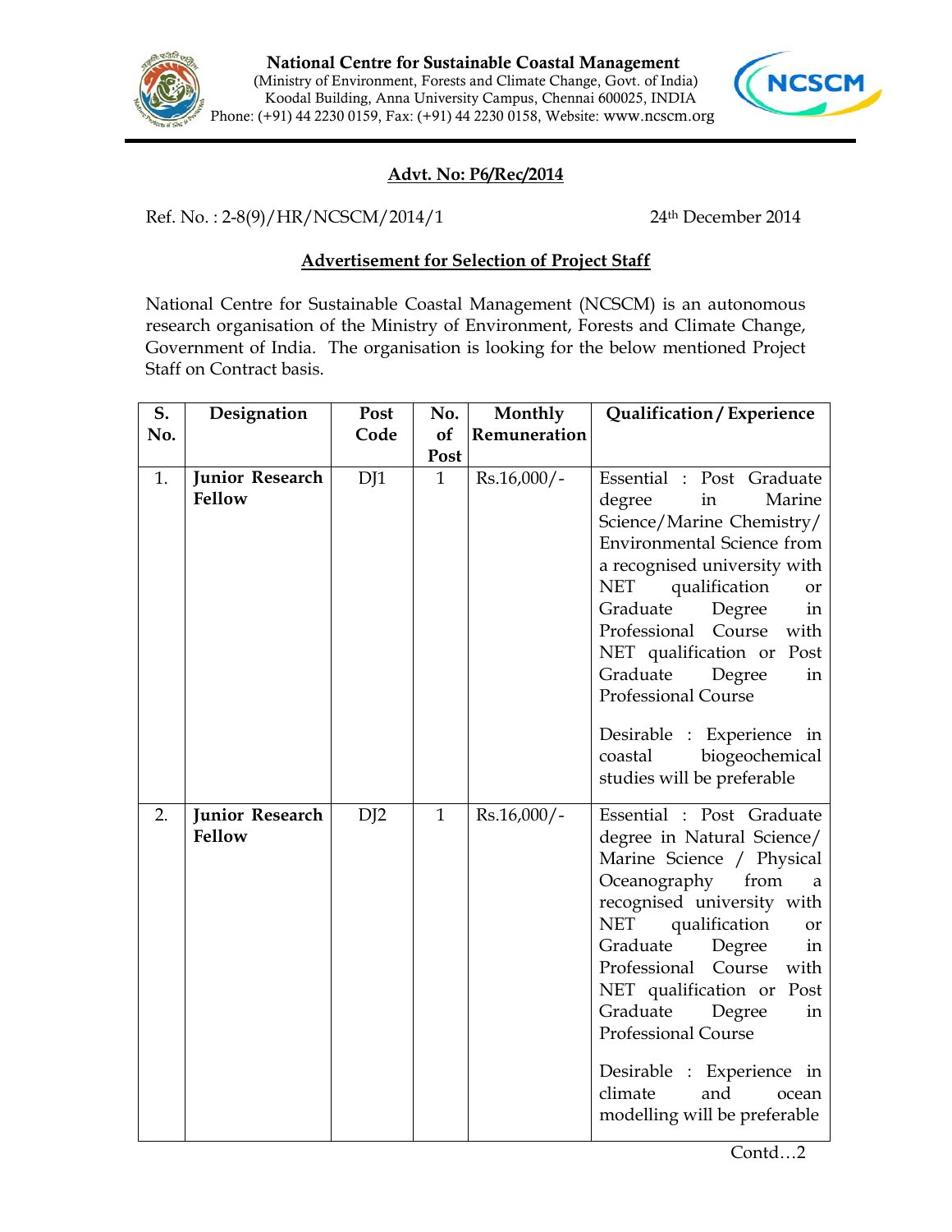**National Centre for Sustainable Coastal Management**
(Ministry of Environment, Forests and Climate Change, Govt. of India)
Koodal Building, Anna University Campus, Chennai 600025, INDIA
Phone: (+91) 44 2230 0159, Fax: (+91) 44 2230 0158, Website: www.ncscm.org

## Advt. No: P6/Rec/2014

Ref. No. : 2-8(9)/HR/NCSCM/2014/1 — 24th December 2014

### Advertisement for Selection of Project Staff

National Centre for Sustainable Coastal Management (NCSCM) is an autonomous research organisation of the Ministry of Environment, Forests and Climate Change, Government of India. The organisation is looking for the below mentioned Project Staff on Contract basis.

| S. No. | Designation | Post Code | No. of Post | Monthly Remuneration | Qualification / Experience |
|---|---|---|---|---|---|
| 1. | **Junior Research Fellow** | DJ1 | 1 | Rs.16,000/- | Essential : Post Graduate degree in Marine Science/Marine Chemistry/ Environmental Science from a recognised university with NET qualification or Graduate Degree in Professional Course with NET qualification or Post Graduate Degree in Professional Course<br><br>Desirable : Experience in coastal biogeochemical studies will be preferable |
| 2. | **Junior Research Fellow** | DJ2 | 1 | Rs.16,000/- | Essential : Post Graduate degree in Natural Science/ Marine Science / Physical Oceanography from a recognised university with NET qualification or Graduate Degree in Professional Course with NET qualification or Post Graduate Degree in Professional Course<br><br>Desirable : Experience in climate and ocean modelling will be preferable |

Contd…2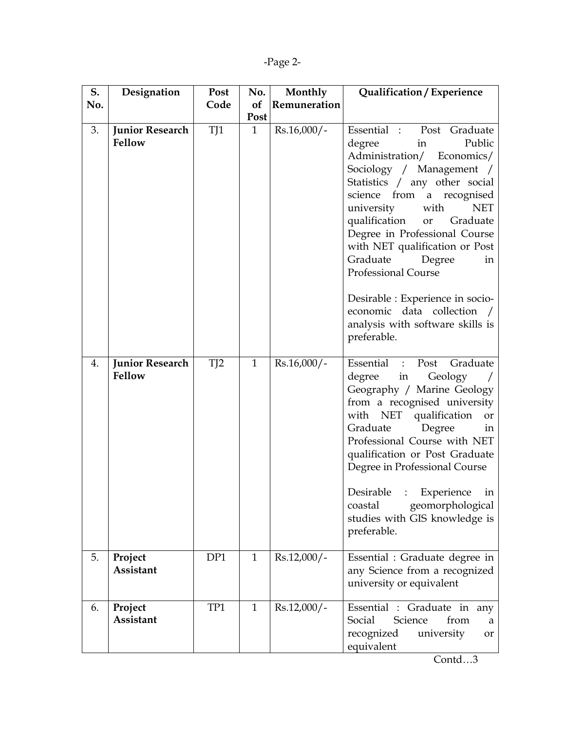| S. No. | Designation | Post Code | No. of Post | Monthly Remuneration | Qualification / Experience |
|---|---|---|---|---|---|
| 3. | **Junior Research Fellow** | TJ1 | 1 | Rs.16,000/- | Essential : Post Graduate degree in Public Administration/ Economics/ Sociology / Management / Statistics / any other social science from a recognised university with NET qualification or Graduate Degree in Professional Course with NET qualification or Post Graduate Degree in Professional Course<br><br>Desirable : Experience in socio-economic data collection / analysis with software skills is preferable. |
| 4. | **Junior Research Fellow** | TJ2 | 1 | Rs.16,000/- | Essential : Post Graduate degree in Geology / Geography / Marine Geology from a recognised university with NET qualification or Graduate Degree in Professional Course with NET qualification or Post Graduate Degree in Professional Course<br><br>Desirable : Experience in coastal geomorphological studies with GIS knowledge is preferable. |
| 5. | **Project Assistant** | DP1 | 1 | Rs.12,000/- | Essential : Graduate degree in any Science from a recognized university or equivalent |
| 6. | **Project Assistant** | TP1 | 1 | Rs.12,000/- | Essential : Graduate in any Social Science from a recognized university or equivalent |

Contd…3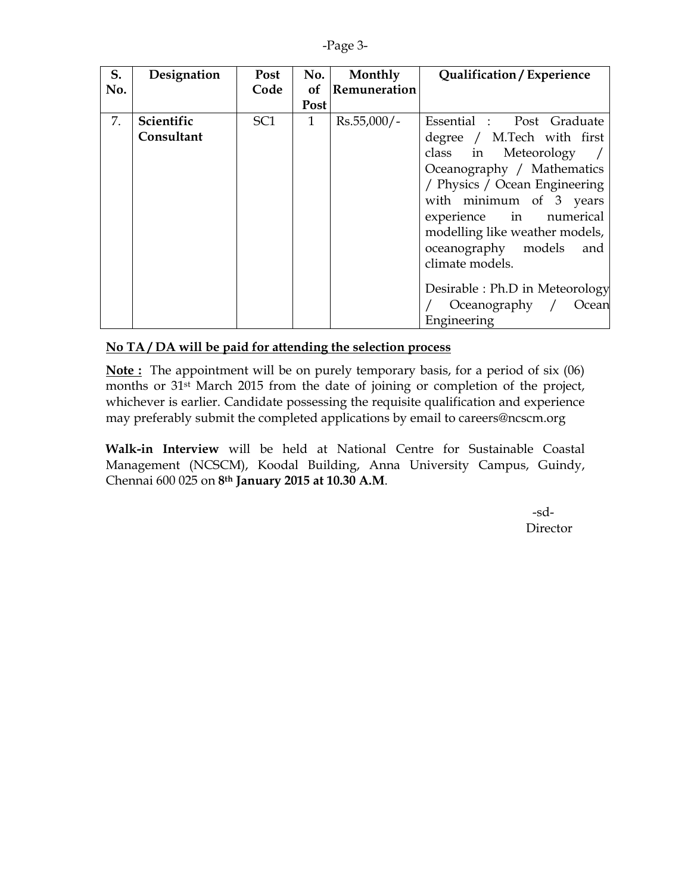| S. No. | Designation | Post Code | No. of Post | Monthly Remuneration | Qualification / Experience |
|---|---|---|---|---|---|
| 7. | **Scientific Consultant** | SC1 | 1 | Rs.55,000/- | Essential : Post Graduate degree / M.Tech with first class in Meteorology / Oceanography / Mathematics / Physics / Ocean Engineering with minimum of 3 years experience in numerical modelling like weather models, oceanography models and climate models. Desirable : Ph.D in Meteorology / Oceanography / Ocean Engineering |

**No TA / DA will be paid for attending the selection process**

**Note :** The appointment will be on purely temporary basis, for a period of six (06) months or 31st March 2015 from the date of joining or completion of the project, whichever is earlier. Candidate possessing the requisite qualification and experience may preferably submit the completed applications by email to careers@ncscm.org

**Walk-in Interview** will be held at National Centre for Sustainable Coastal Management (NCSCM), Koodal Building, Anna University Campus, Guindy, Chennai 600 025 on **8th January 2015 at 10.30 A.M**.

-sd-
Director